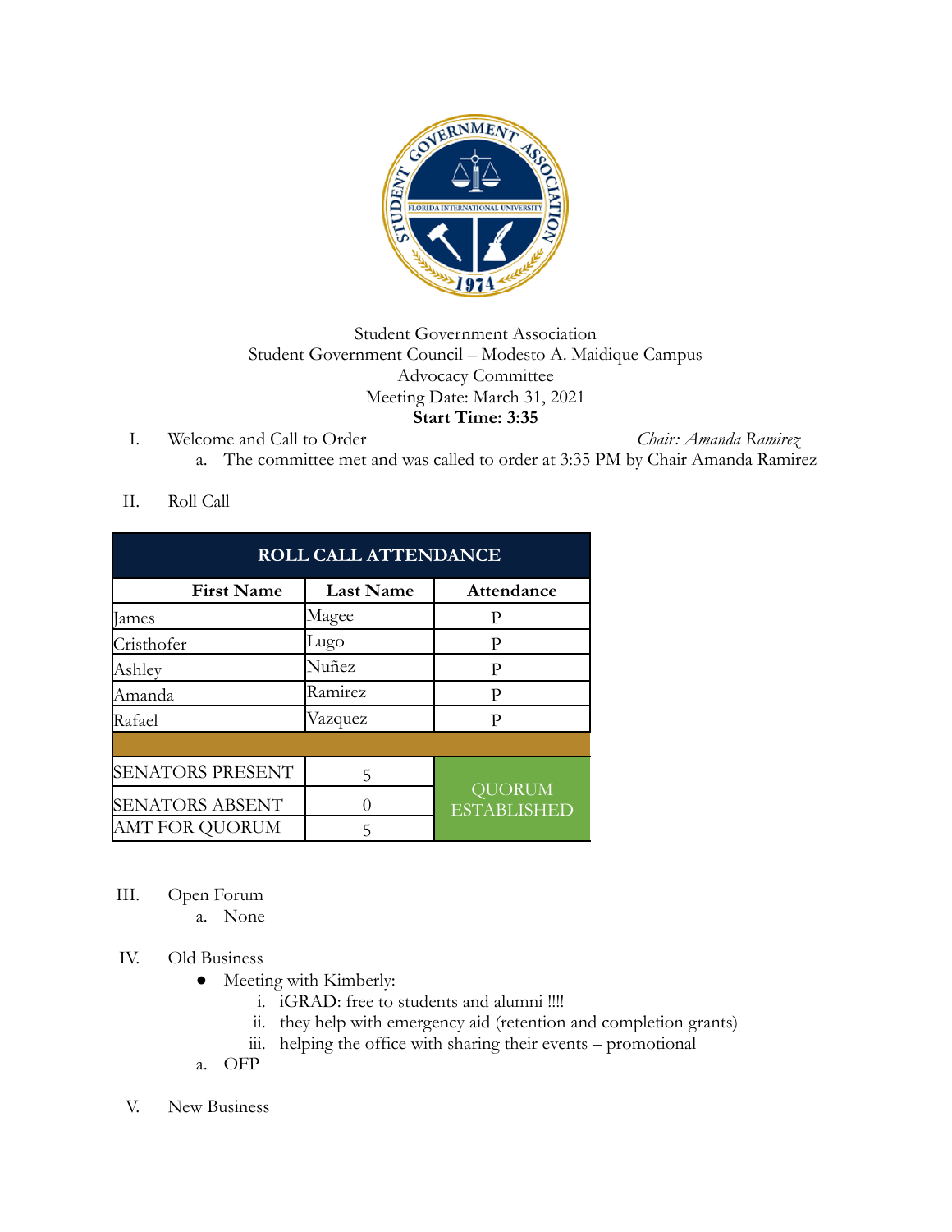Student Government Association
Student Government Council – Modesto A. Maidique Campus
Advocacy Committee
Meeting Date: March 31, 2021
**Start Time: 3:35**

I. Welcome and Call to Order *Chair: Amanda Ramirez*
   a. The committee met and was called to order at 3:35 PM by Chair Amanda Ramirez

II. Roll Call

| ROLL CALL ATTENDANCE | | |
|---|---|---|
| **First Name** | **Last Name** | **Attendance** |
| James | Magee | P |
| Cristhofer | Lugo | P |
| Ashley | Nuñez | P |
| Amanda | Ramirez | P |
| Rafael | Vazquez | P |
| | | |
| SENATORS PRESENT | 5 | QUORUM ESTABLISHED |
| SENATORS ABSENT | 0 | |
| AMT FOR QUORUM | 5 | |

III. Open Forum
   a. None

IV. Old Business
   - Meeting with Kimberly:
      i. iGRAD: free to students and alumni !!!!
      ii. they help with emergency aid (retention and completion grants)
      iii. helping the office with sharing their events – promotional
   a. OFP

V. New Business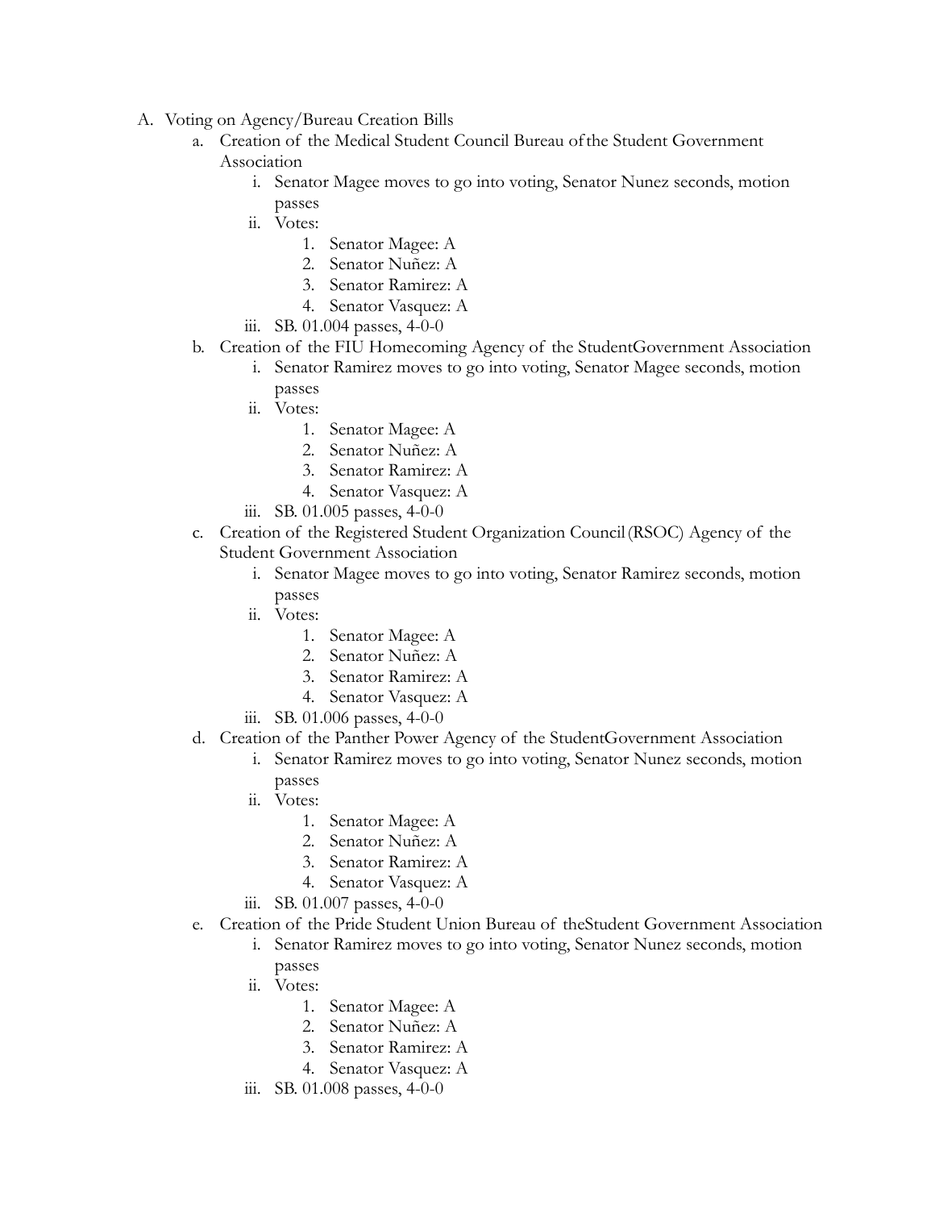A. Voting on Agency/Bureau Creation Bills
    a. Creation of the Medical Student Council Bureau of the Student Government Association
        i. Senator Magee moves to go into voting, Senator Nunez seconds, motion passes
        ii. Votes:
            1. Senator Magee: A
            2. Senator Nuñez: A
            3. Senator Ramirez: A
            4. Senator Vasquez: A
        iii. SB. 01.004 passes, 4-0-0
    b. Creation of the FIU Homecoming Agency of the StudentGovernment Association
        i. Senator Ramirez moves to go into voting, Senator Magee seconds, motion passes
        ii. Votes:
            1. Senator Magee: A
            2. Senator Nuñez: A
            3. Senator Ramirez: A
            4. Senator Vasquez: A
        iii. SB. 01.005 passes, 4-0-0
    c. Creation of the Registered Student Organization Council (RSOC) Agency of the Student Government Association
        i. Senator Magee moves to go into voting, Senator Ramirez seconds, motion passes
        ii. Votes:
            1. Senator Magee: A
            2. Senator Nuñez: A
            3. Senator Ramirez: A
            4. Senator Vasquez: A
        iii. SB. 01.006 passes, 4-0-0
    d. Creation of the Panther Power Agency of the StudentGovernment Association
        i. Senator Ramirez moves to go into voting, Senator Nunez seconds, motion passes
        ii. Votes:
            1. Senator Magee: A
            2. Senator Nuñez: A
            3. Senator Ramirez: A
            4. Senator Vasquez: A
        iii. SB. 01.007 passes, 4-0-0
    e. Creation of the Pride Student Union Bureau of theStudent Government Association
        i. Senator Ramirez moves to go into voting, Senator Nunez seconds, motion passes
        ii. Votes:
            1. Senator Magee: A
            2. Senator Nuñez: A
            3. Senator Ramirez: A
            4. Senator Vasquez: A
        iii. SB. 01.008 passes, 4-0-0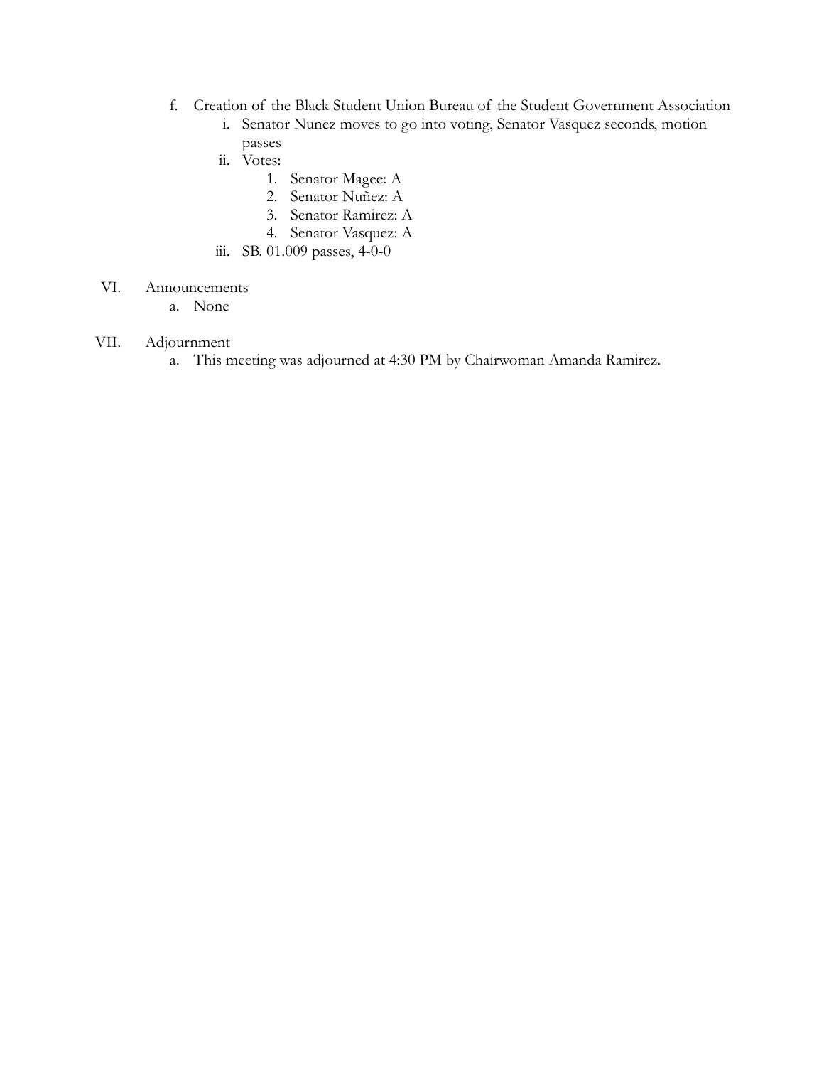f. Creation of the Black Student Union Bureau of the Student Government Association
    i. Senator Nunez moves to go into voting, Senator Vasquez seconds, motion passes
    ii. Votes:
        1. Senator Magee: A
        2. Senator Nuñez: A
        3. Senator Ramirez: A
        4. Senator Vasquez: A
    iii. SB. 01.009 passes, 4-0-0

VI. Announcements
    a. None

VII. Adjournment
    a. This meeting was adjourned at 4:30 PM by Chairwoman Amanda Ramirez.